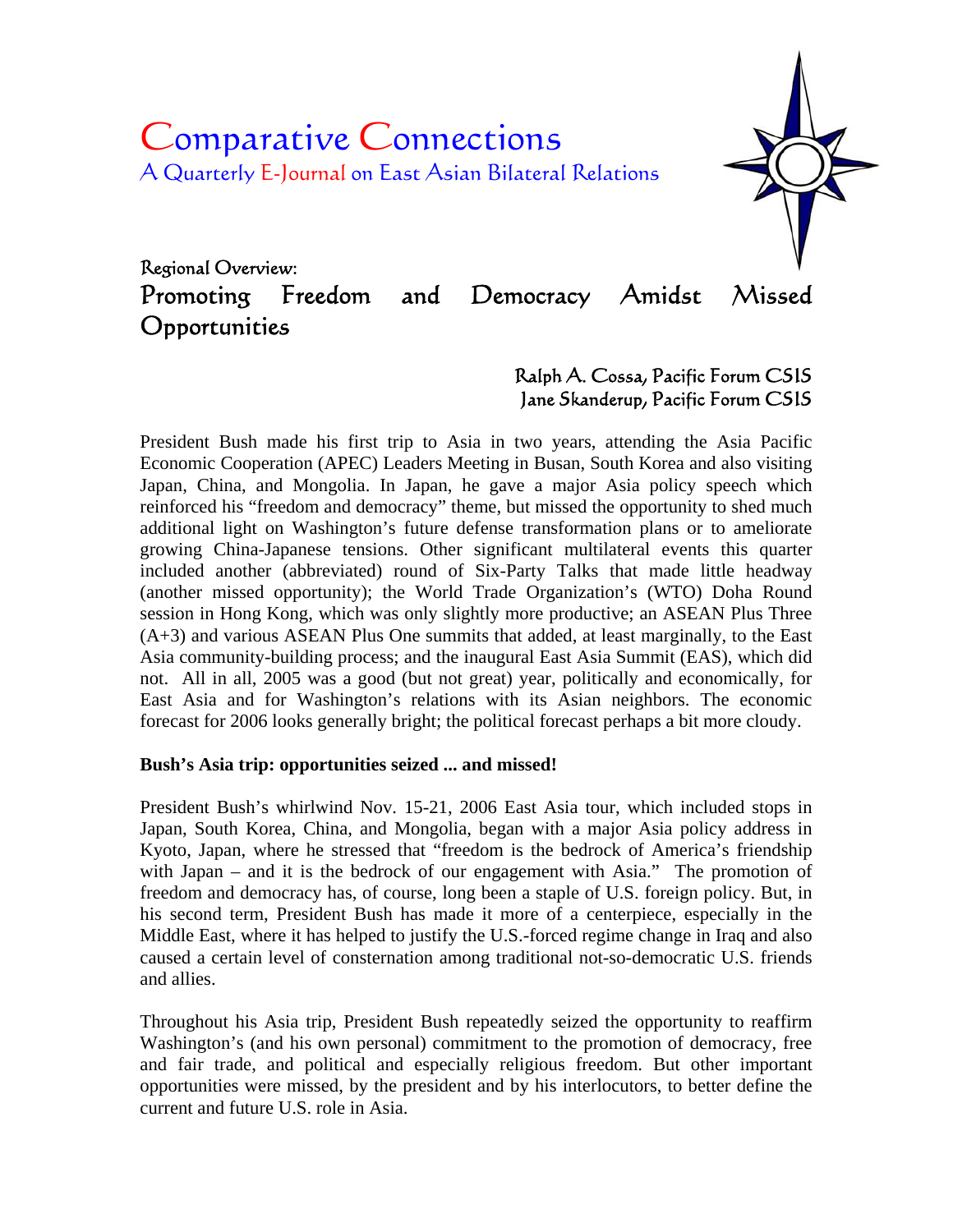# Comparative Connections

A Quarterly E-Journal on East Asian Bilateral Relations

Regional Overview:

## Promoting Freedom and Democracy Amidst Missed Opportunities

Ralph A. Cossa, Pacific Forum CSIS
Jane Skanderup, Pacific Forum CSIS

President Bush made his first trip to Asia in two years, attending the Asia Pacific Economic Cooperation (APEC) Leaders Meeting in Busan, South Korea and also visiting Japan, China, and Mongolia. In Japan, he gave a major Asia policy speech which reinforced his "freedom and democracy" theme, but missed the opportunity to shed much additional light on Washington's future defense transformation plans or to ameliorate growing China-Japanese tensions. Other significant multilateral events this quarter included another (abbreviated) round of Six-Party Talks that made little headway (another missed opportunity); the World Trade Organization's (WTO) Doha Round session in Hong Kong, which was only slightly more productive; an ASEAN Plus Three (A+3) and various ASEAN Plus One summits that added, at least marginally, to the East Asia community-building process; and the inaugural East Asia Summit (EAS), which did not. All in all, 2005 was a good (but not great) year, politically and economically, for East Asia and for Washington's relations with its Asian neighbors. The economic forecast for 2006 looks generally bright; the political forecast perhaps a bit more cloudy.

**Bush's Asia trip: opportunities seized ... and missed!**

President Bush's whirlwind Nov. 15-21, 2006 East Asia tour, which included stops in Japan, South Korea, China, and Mongolia, began with a major Asia policy address in Kyoto, Japan, where he stressed that "freedom is the bedrock of America's friendship with Japan – and it is the bedrock of our engagement with Asia." The promotion of freedom and democracy has, of course, long been a staple of U.S. foreign policy. But, in his second term, President Bush has made it more of a centerpiece, especially in the Middle East, where it has helped to justify the U.S.-forced regime change in Iraq and also caused a certain level of consternation among traditional not-so-democratic U.S. friends and allies.

Throughout his Asia trip, President Bush repeatedly seized the opportunity to reaffirm Washington's (and his own personal) commitment to the promotion of democracy, free and fair trade, and political and especially religious freedom. But other important opportunities were missed, by the president and by his interlocutors, to better define the current and future U.S. role in Asia.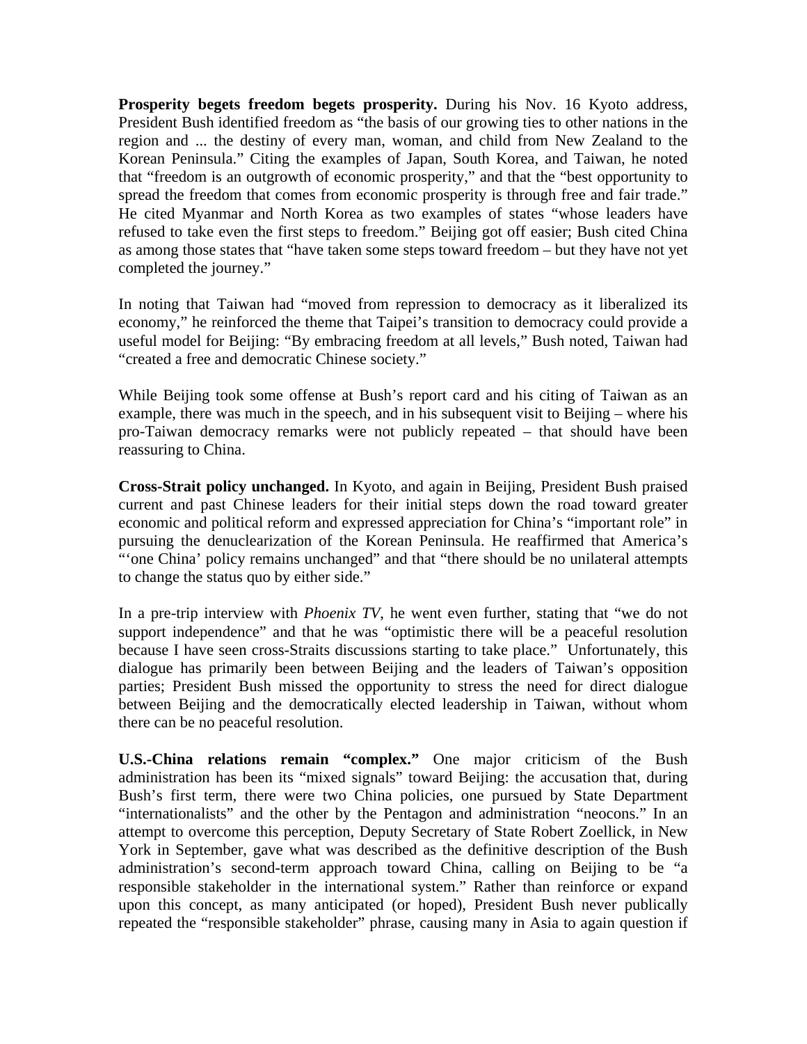**Prosperity begets freedom begets prosperity.** During his Nov. 16 Kyoto address, President Bush identified freedom as "the basis of our growing ties to other nations in the region and ... the destiny of every man, woman, and child from New Zealand to the Korean Peninsula." Citing the examples of Japan, South Korea, and Taiwan, he noted that "freedom is an outgrowth of economic prosperity," and that the "best opportunity to spread the freedom that comes from economic prosperity is through free and fair trade." He cited Myanmar and North Korea as two examples of states "whose leaders have refused to take even the first steps to freedom." Beijing got off easier; Bush cited China as among those states that "have taken some steps toward freedom – but they have not yet completed the journey."

In noting that Taiwan had "moved from repression to democracy as it liberalized its economy," he reinforced the theme that Taipei's transition to democracy could provide a useful model for Beijing: "By embracing freedom at all levels," Bush noted, Taiwan had "created a free and democratic Chinese society."

While Beijing took some offense at Bush's report card and his citing of Taiwan as an example, there was much in the speech, and in his subsequent visit to Beijing – where his pro-Taiwan democracy remarks were not publicly repeated – that should have been reassuring to China.

**Cross-Strait policy unchanged.** In Kyoto, and again in Beijing, President Bush praised current and past Chinese leaders for their initial steps down the road toward greater economic and political reform and expressed appreciation for China's "important role" in pursuing the denuclearization of the Korean Peninsula. He reaffirmed that America's "'one China' policy remains unchanged" and that "there should be no unilateral attempts to change the status quo by either side."

In a pre-trip interview with *Phoenix TV*, he went even further, stating that "we do not support independence" and that he was "optimistic there will be a peaceful resolution because I have seen cross-Straits discussions starting to take place." Unfortunately, this dialogue has primarily been between Beijing and the leaders of Taiwan's opposition parties; President Bush missed the opportunity to stress the need for direct dialogue between Beijing and the democratically elected leadership in Taiwan, without whom there can be no peaceful resolution.

**U.S.-China relations remain "complex."** One major criticism of the Bush administration has been its "mixed signals" toward Beijing: the accusation that, during Bush's first term, there were two China policies, one pursued by State Department "internationalists" and the other by the Pentagon and administration "neocons." In an attempt to overcome this perception, Deputy Secretary of State Robert Zoellick, in New York in September, gave what was described as the definitive description of the Bush administration's second-term approach toward China, calling on Beijing to be "a responsible stakeholder in the international system." Rather than reinforce or expand upon this concept, as many anticipated (or hoped), President Bush never publically repeated the "responsible stakeholder" phrase, causing many in Asia to again question if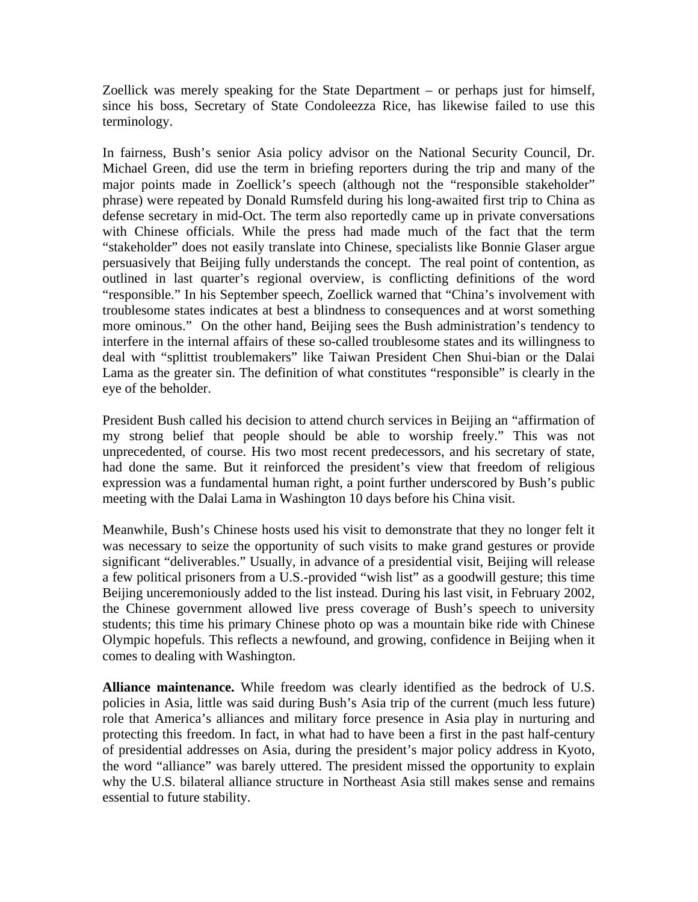Zoellick was merely speaking for the State Department – or perhaps just for himself, since his boss, Secretary of State Condoleezza Rice, has likewise failed to use this terminology.

In fairness, Bush's senior Asia policy advisor on the National Security Council, Dr. Michael Green, did use the term in briefing reporters during the trip and many of the major points made in Zoellick's speech (although not the "responsible stakeholder" phrase) were repeated by Donald Rumsfeld during his long-awaited first trip to China as defense secretary in mid-Oct. The term also reportedly came up in private conversations with Chinese officials. While the press had made much of the fact that the term "stakeholder" does not easily translate into Chinese, specialists like Bonnie Glaser argue persuasively that Beijing fully understands the concept. The real point of contention, as outlined in last quarter's regional overview, is conflicting definitions of the word "responsible." In his September speech, Zoellick warned that "China's involvement with troublesome states indicates at best a blindness to consequences and at worst something more ominous." On the other hand, Beijing sees the Bush administration's tendency to interfere in the internal affairs of these so-called troublesome states and its willingness to deal with "splittist troublemakers" like Taiwan President Chen Shui-bian or the Dalai Lama as the greater sin. The definition of what constitutes "responsible" is clearly in the eye of the beholder.

President Bush called his decision to attend church services in Beijing an "affirmation of my strong belief that people should be able to worship freely." This was not unprecedented, of course. His two most recent predecessors, and his secretary of state, had done the same. But it reinforced the president's view that freedom of religious expression was a fundamental human right, a point further underscored by Bush's public meeting with the Dalai Lama in Washington 10 days before his China visit.

Meanwhile, Bush's Chinese hosts used his visit to demonstrate that they no longer felt it was necessary to seize the opportunity of such visits to make grand gestures or provide significant "deliverables." Usually, in advance of a presidential visit, Beijing will release a few political prisoners from a U.S.-provided "wish list" as a goodwill gesture; this time Beijing unceremoniously added to the list instead. During his last visit, in February 2002, the Chinese government allowed live press coverage of Bush's speech to university students; this time his primary Chinese photo op was a mountain bike ride with Chinese Olympic hopefuls. This reflects a newfound, and growing, confidence in Beijing when it comes to dealing with Washington.

**Alliance maintenance.** While freedom was clearly identified as the bedrock of U.S. policies in Asia, little was said during Bush's Asia trip of the current (much less future) role that America's alliances and military force presence in Asia play in nurturing and protecting this freedom. In fact, in what had to have been a first in the past half-century of presidential addresses on Asia, during the president's major policy address in Kyoto, the word "alliance" was barely uttered. The president missed the opportunity to explain why the U.S. bilateral alliance structure in Northeast Asia still makes sense and remains essential to future stability.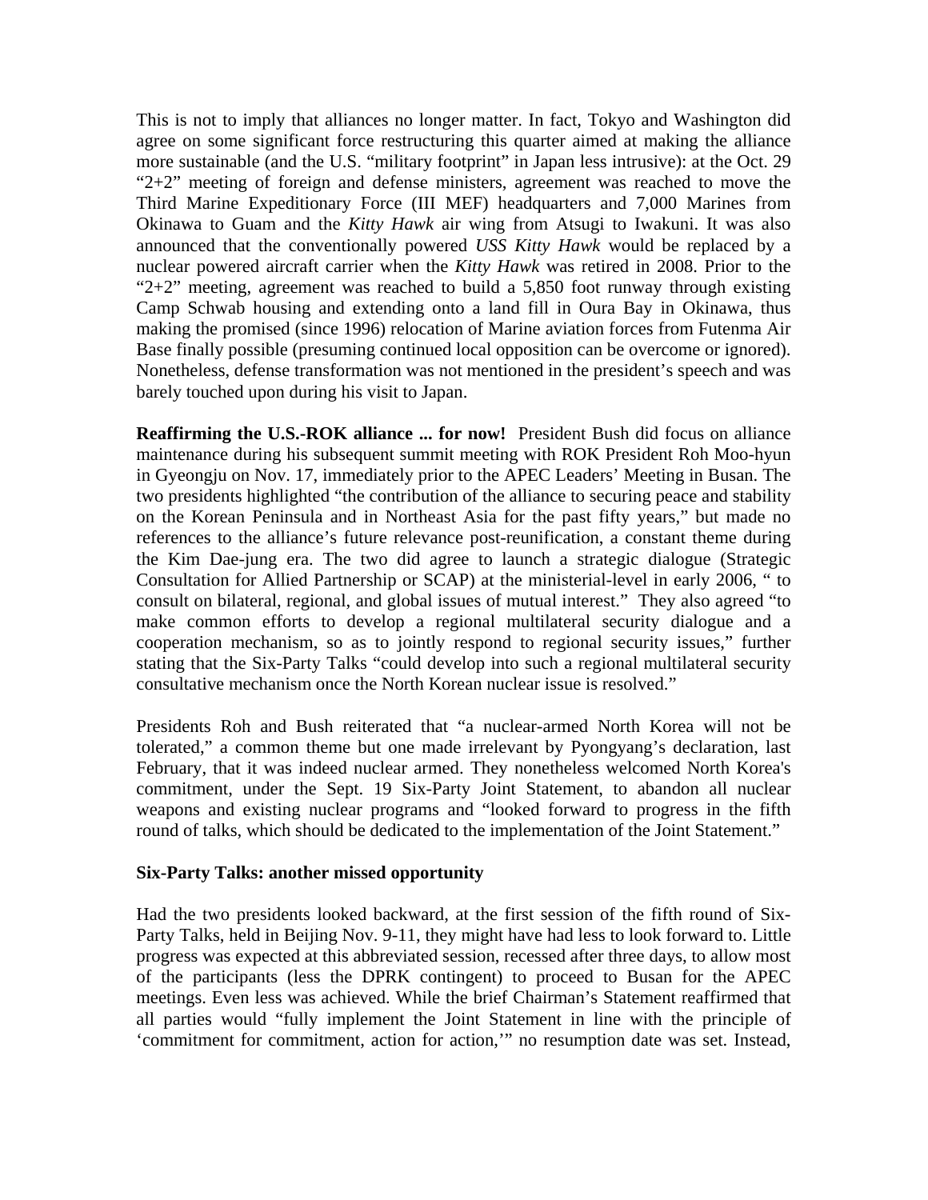This is not to imply that alliances no longer matter. In fact, Tokyo and Washington did agree on some significant force restructuring this quarter aimed at making the alliance more sustainable (and the U.S. "military footprint" in Japan less intrusive): at the Oct. 29 "2+2" meeting of foreign and defense ministers, agreement was reached to move the Third Marine Expeditionary Force (III MEF) headquarters and 7,000 Marines from Okinawa to Guam and the *Kitty Hawk* air wing from Atsugi to Iwakuni. It was also announced that the conventionally powered *USS Kitty Hawk* would be replaced by a nuclear powered aircraft carrier when the *Kitty Hawk* was retired in 2008. Prior to the "2+2" meeting, agreement was reached to build a 5,850 foot runway through existing Camp Schwab housing and extending onto a land fill in Oura Bay in Okinawa, thus making the promised (since 1996) relocation of Marine aviation forces from Futenma Air Base finally possible (presuming continued local opposition can be overcome or ignored). Nonetheless, defense transformation was not mentioned in the president's speech and was barely touched upon during his visit to Japan.

**Reaffirming the U.S.-ROK alliance ... for now!** President Bush did focus on alliance maintenance during his subsequent summit meeting with ROK President Roh Moo-hyun in Gyeongju on Nov. 17, immediately prior to the APEC Leaders' Meeting in Busan. The two presidents highlighted "the contribution of the alliance to securing peace and stability on the Korean Peninsula and in Northeast Asia for the past fifty years," but made no references to the alliance's future relevance post-reunification, a constant theme during the Kim Dae-jung era. The two did agree to launch a strategic dialogue (Strategic Consultation for Allied Partnership or SCAP) at the ministerial-level in early 2006, " to consult on bilateral, regional, and global issues of mutual interest." They also agreed "to make common efforts to develop a regional multilateral security dialogue and a cooperation mechanism, so as to jointly respond to regional security issues," further stating that the Six-Party Talks "could develop into such a regional multilateral security consultative mechanism once the North Korean nuclear issue is resolved."

Presidents Roh and Bush reiterated that "a nuclear-armed North Korea will not be tolerated," a common theme but one made irrelevant by Pyongyang's declaration, last February, that it was indeed nuclear armed. They nonetheless welcomed North Korea's commitment, under the Sept. 19 Six-Party Joint Statement, to abandon all nuclear weapons and existing nuclear programs and "looked forward to progress in the fifth round of talks, which should be dedicated to the implementation of the Joint Statement."

**Six-Party Talks: another missed opportunity**

Had the two presidents looked backward, at the first session of the fifth round of Six-Party Talks, held in Beijing Nov. 9-11, they might have had less to look forward to. Little progress was expected at this abbreviated session, recessed after three days, to allow most of the participants (less the DPRK contingent) to proceed to Busan for the APEC meetings. Even less was achieved. While the brief Chairman's Statement reaffirmed that all parties would "fully implement the Joint Statement in line with the principle of 'commitment for commitment, action for action,'" no resumption date was set. Instead,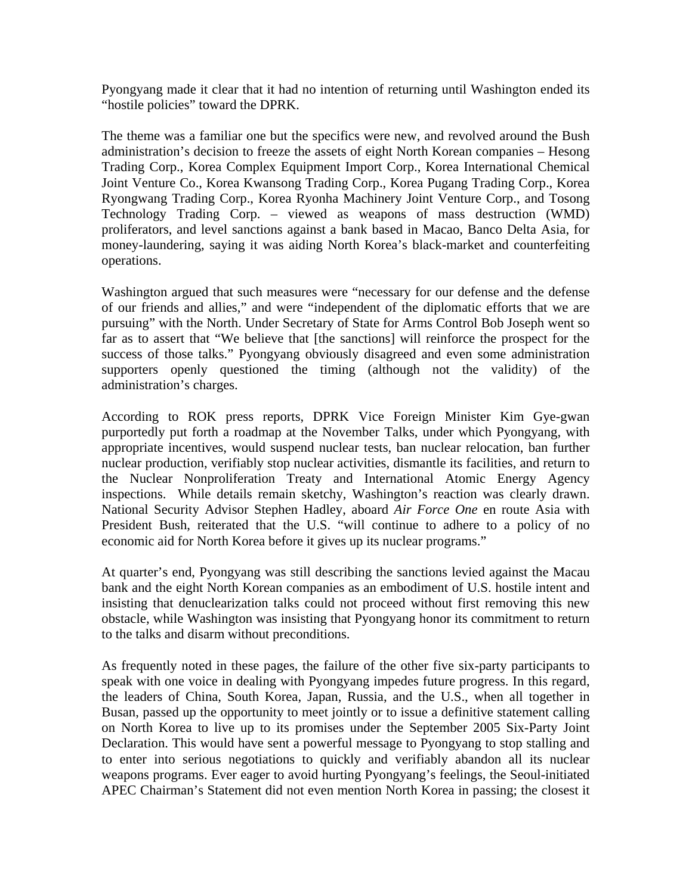Pyongyang made it clear that it had no intention of returning until Washington ended its "hostile policies" toward the DPRK.

The theme was a familiar one but the specifics were new, and revolved around the Bush administration's decision to freeze the assets of eight North Korean companies – Hesong Trading Corp., Korea Complex Equipment Import Corp., Korea International Chemical Joint Venture Co., Korea Kwansong Trading Corp., Korea Pugang Trading Corp., Korea Ryongwang Trading Corp., Korea Ryonha Machinery Joint Venture Corp., and Tosong Technology Trading Corp. – viewed as weapons of mass destruction (WMD) proliferators, and level sanctions against a bank based in Macao, Banco Delta Asia, for money-laundering, saying it was aiding North Korea's black-market and counterfeiting operations.

Washington argued that such measures were "necessary for our defense and the defense of our friends and allies," and were "independent of the diplomatic efforts that we are pursuing" with the North. Under Secretary of State for Arms Control Bob Joseph went so far as to assert that "We believe that [the sanctions] will reinforce the prospect for the success of those talks." Pyongyang obviously disagreed and even some administration supporters openly questioned the timing (although not the validity) of the administration's charges.

According to ROK press reports, DPRK Vice Foreign Minister Kim Gye-gwan purportedly put forth a roadmap at the November Talks, under which Pyongyang, with appropriate incentives, would suspend nuclear tests, ban nuclear relocation, ban further nuclear production, verifiably stop nuclear activities, dismantle its facilities, and return to the Nuclear Nonproliferation Treaty and International Atomic Energy Agency inspections. While details remain sketchy, Washington's reaction was clearly drawn. National Security Advisor Stephen Hadley, aboard *Air Force One* en route Asia with President Bush, reiterated that the U.S. "will continue to adhere to a policy of no economic aid for North Korea before it gives up its nuclear programs."

At quarter's end, Pyongyang was still describing the sanctions levied against the Macau bank and the eight North Korean companies as an embodiment of U.S. hostile intent and insisting that denuclearization talks could not proceed without first removing this new obstacle, while Washington was insisting that Pyongyang honor its commitment to return to the talks and disarm without preconditions.

As frequently noted in these pages, the failure of the other five six-party participants to speak with one voice in dealing with Pyongyang impedes future progress. In this regard, the leaders of China, South Korea, Japan, Russia, and the U.S., when all together in Busan, passed up the opportunity to meet jointly or to issue a definitive statement calling on North Korea to live up to its promises under the September 2005 Six-Party Joint Declaration. This would have sent a powerful message to Pyongyang to stop stalling and to enter into serious negotiations to quickly and verifiably abandon all its nuclear weapons programs. Ever eager to avoid hurting Pyongyang's feelings, the Seoul-initiated APEC Chairman's Statement did not even mention North Korea in passing; the closest it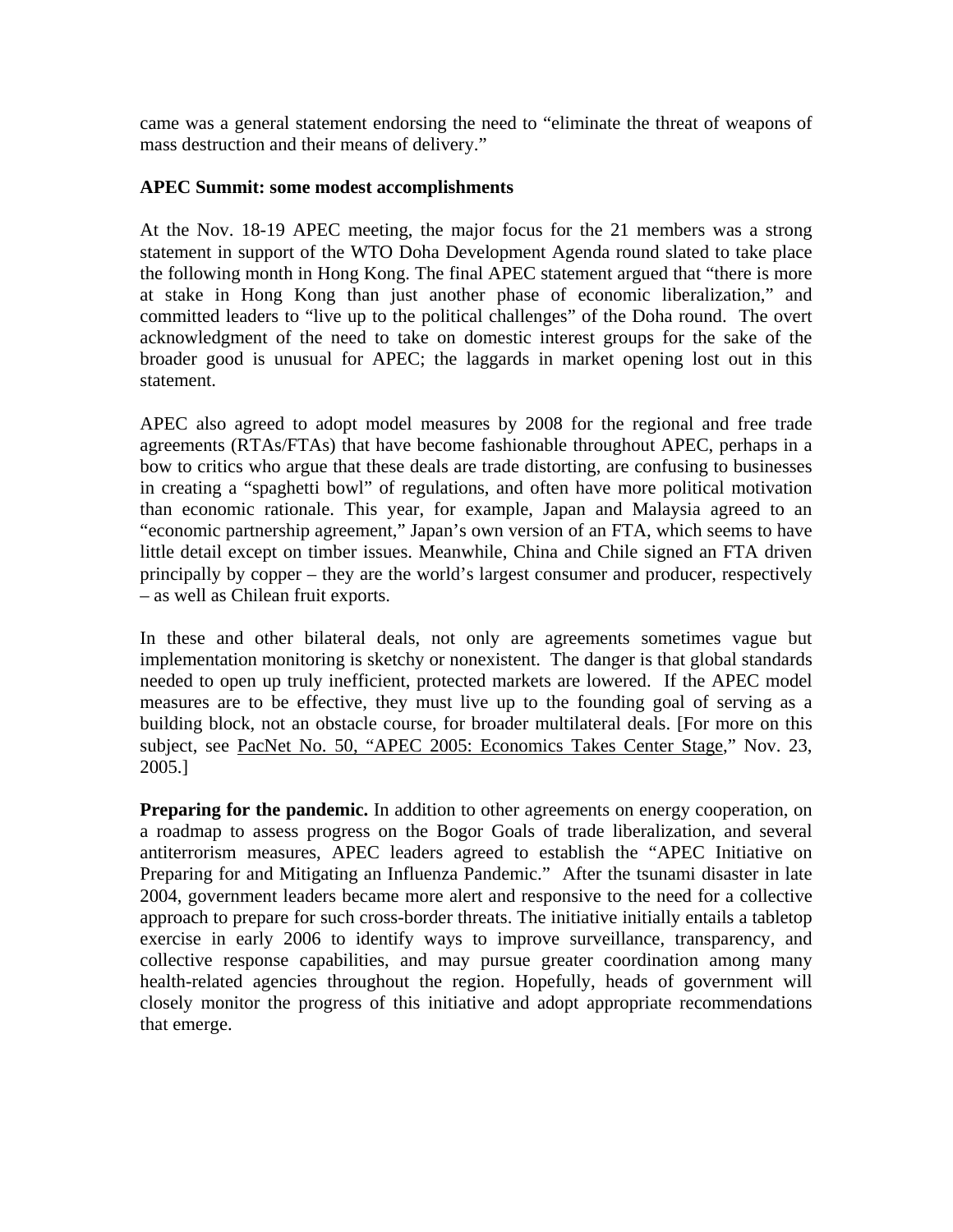came was a general statement endorsing the need to "eliminate the threat of weapons of mass destruction and their means of delivery."

**APEC Summit: some modest accomplishments**

At the Nov. 18-19 APEC meeting, the major focus for the 21 members was a strong statement in support of the WTO Doha Development Agenda round slated to take place the following month in Hong Kong. The final APEC statement argued that "there is more at stake in Hong Kong than just another phase of economic liberalization," and committed leaders to "live up to the political challenges" of the Doha round. The overt acknowledgment of the need to take on domestic interest groups for the sake of the broader good is unusual for APEC; the laggards in market opening lost out in this statement.

APEC also agreed to adopt model measures by 2008 for the regional and free trade agreements (RTAs/FTAs) that have become fashionable throughout APEC, perhaps in a bow to critics who argue that these deals are trade distorting, are confusing to businesses in creating a "spaghetti bowl" of regulations, and often have more political motivation than economic rationale. This year, for example, Japan and Malaysia agreed to an "economic partnership agreement," Japan's own version of an FTA, which seems to have little detail except on timber issues. Meanwhile, China and Chile signed an FTA driven principally by copper – they are the world's largest consumer and producer, respectively – as well as Chilean fruit exports.

In these and other bilateral deals, not only are agreements sometimes vague but implementation monitoring is sketchy or nonexistent. The danger is that global standards needed to open up truly inefficient, protected markets are lowered. If the APEC model measures are to be effective, they must live up to the founding goal of serving as a building block, not an obstacle course, for broader multilateral deals. [For more on this subject, see PacNet No. 50, "APEC 2005: Economics Takes Center Stage," Nov. 23, 2005.]

**Preparing for the pandemic.** In addition to other agreements on energy cooperation, on a roadmap to assess progress on the Bogor Goals of trade liberalization, and several antiterrorism measures, APEC leaders agreed to establish the "APEC Initiative on Preparing for and Mitigating an Influenza Pandemic." After the tsunami disaster in late 2004, government leaders became more alert and responsive to the need for a collective approach to prepare for such cross-border threats. The initiative initially entails a tabletop exercise in early 2006 to identify ways to improve surveillance, transparency, and collective response capabilities, and may pursue greater coordination among many health-related agencies throughout the region. Hopefully, heads of government will closely monitor the progress of this initiative and adopt appropriate recommendations that emerge.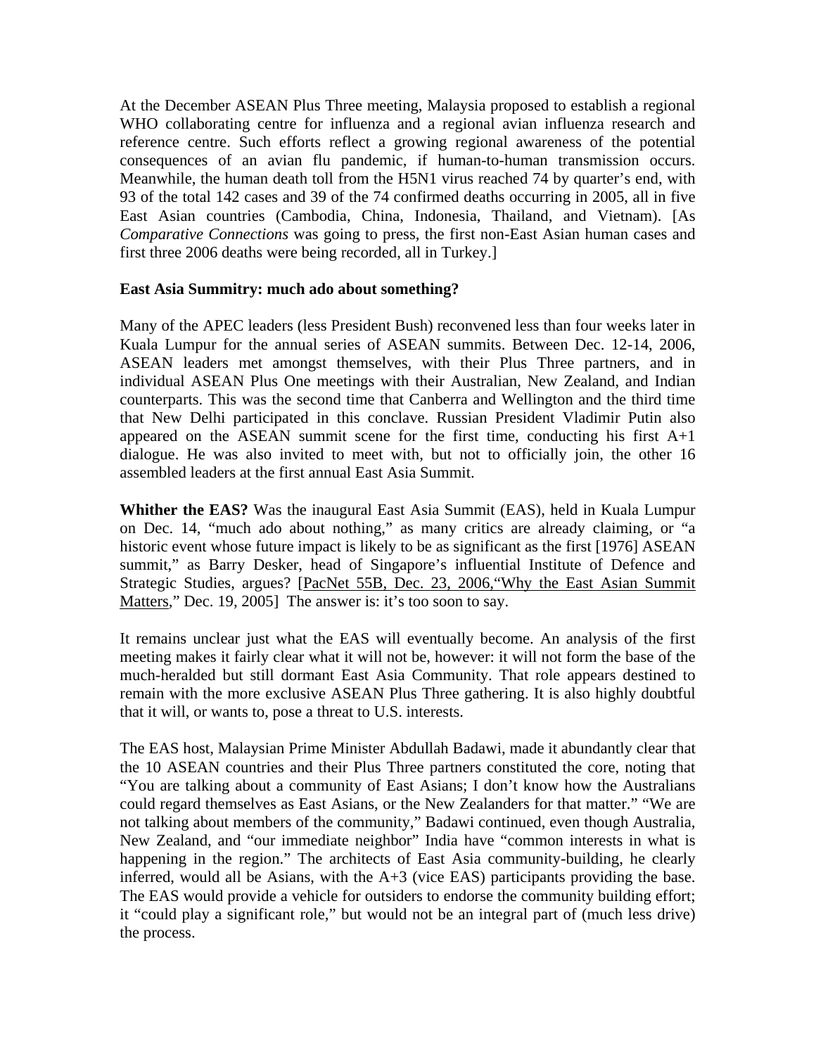At the December ASEAN Plus Three meeting, Malaysia proposed to establish a regional WHO collaborating centre for influenza and a regional avian influenza research and reference centre. Such efforts reflect a growing regional awareness of the potential consequences of an avian flu pandemic, if human-to-human transmission occurs. Meanwhile, the human death toll from the H5N1 virus reached 74 by quarter's end, with 93 of the total 142 cases and 39 of the 74 confirmed deaths occurring in 2005, all in five East Asian countries (Cambodia, China, Indonesia, Thailand, and Vietnam). [As *Comparative Connections* was going to press, the first non-East Asian human cases and first three 2006 deaths were being recorded, all in Turkey.]

**East Asia Summitry: much ado about something?**

Many of the APEC leaders (less President Bush) reconvened less than four weeks later in Kuala Lumpur for the annual series of ASEAN summits. Between Dec. 12-14, 2006, ASEAN leaders met amongst themselves, with their Plus Three partners, and in individual ASEAN Plus One meetings with their Australian, New Zealand, and Indian counterparts. This was the second time that Canberra and Wellington and the third time that New Delhi participated in this conclave. Russian President Vladimir Putin also appeared on the ASEAN summit scene for the first time, conducting his first A+1 dialogue. He was also invited to meet with, but not to officially join, the other 16 assembled leaders at the first annual East Asia Summit.

**Whither the EAS?** Was the inaugural East Asia Summit (EAS), held in Kuala Lumpur on Dec. 14, "much ado about nothing," as many critics are already claiming, or "a historic event whose future impact is likely to be as significant as the first [1976] ASEAN summit," as Barry Desker, head of Singapore's influential Institute of Defence and Strategic Studies, argues? [PacNet 55B, Dec. 23, 2006,"Why the East Asian Summit Matters," Dec. 19, 2005] The answer is: it's too soon to say.

It remains unclear just what the EAS will eventually become. An analysis of the first meeting makes it fairly clear what it will not be, however: it will not form the base of the much-heralded but still dormant East Asia Community. That role appears destined to remain with the more exclusive ASEAN Plus Three gathering. It is also highly doubtful that it will, or wants to, pose a threat to U.S. interests.

The EAS host, Malaysian Prime Minister Abdullah Badawi, made it abundantly clear that the 10 ASEAN countries and their Plus Three partners constituted the core, noting that "You are talking about a community of East Asians; I don't know how the Australians could regard themselves as East Asians, or the New Zealanders for that matter." "We are not talking about members of the community," Badawi continued, even though Australia, New Zealand, and "our immediate neighbor" India have "common interests in what is happening in the region." The architects of East Asia community-building, he clearly inferred, would all be Asians, with the A+3 (vice EAS) participants providing the base. The EAS would provide a vehicle for outsiders to endorse the community building effort; it "could play a significant role," but would not be an integral part of (much less drive) the process.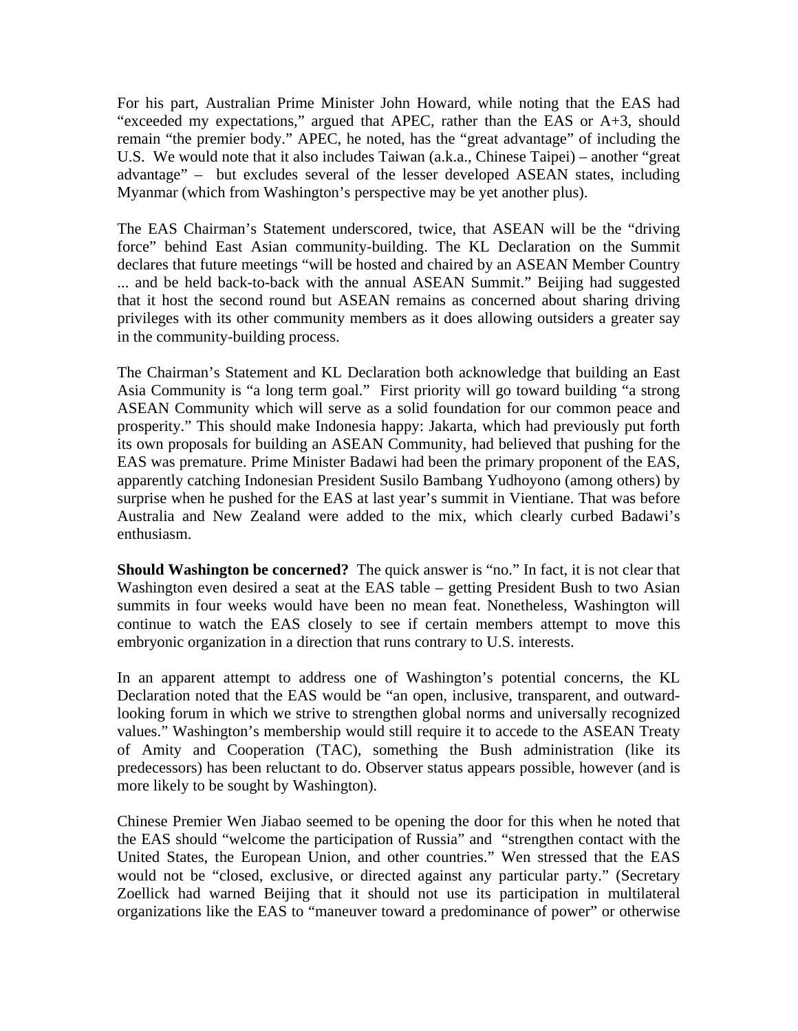For his part, Australian Prime Minister John Howard, while noting that the EAS had "exceeded my expectations," argued that APEC, rather than the EAS or A+3, should remain "the premier body." APEC, he noted, has the "great advantage" of including the U.S. We would note that it also includes Taiwan (a.k.a., Chinese Taipei) – another "great advantage" – but excludes several of the lesser developed ASEAN states, including Myanmar (which from Washington's perspective may be yet another plus).

The EAS Chairman's Statement underscored, twice, that ASEAN will be the "driving force" behind East Asian community-building. The KL Declaration on the Summit declares that future meetings "will be hosted and chaired by an ASEAN Member Country ... and be held back-to-back with the annual ASEAN Summit." Beijing had suggested that it host the second round but ASEAN remains as concerned about sharing driving privileges with its other community members as it does allowing outsiders a greater say in the community-building process.

The Chairman's Statement and KL Declaration both acknowledge that building an East Asia Community is "a long term goal." First priority will go toward building "a strong ASEAN Community which will serve as a solid foundation for our common peace and prosperity." This should make Indonesia happy: Jakarta, which had previously put forth its own proposals for building an ASEAN Community, had believed that pushing for the EAS was premature. Prime Minister Badawi had been the primary proponent of the EAS, apparently catching Indonesian President Susilo Bambang Yudhoyono (among others) by surprise when he pushed for the EAS at last year's summit in Vientiane. That was before Australia and New Zealand were added to the mix, which clearly curbed Badawi's enthusiasm.

**Should Washington be concerned?** The quick answer is "no." In fact, it is not clear that Washington even desired a seat at the EAS table – getting President Bush to two Asian summits in four weeks would have been no mean feat. Nonetheless, Washington will continue to watch the EAS closely to see if certain members attempt to move this embryonic organization in a direction that runs contrary to U.S. interests.

In an apparent attempt to address one of Washington's potential concerns, the KL Declaration noted that the EAS would be "an open, inclusive, transparent, and outward-looking forum in which we strive to strengthen global norms and universally recognized values." Washington's membership would still require it to accede to the ASEAN Treaty of Amity and Cooperation (TAC), something the Bush administration (like its predecessors) has been reluctant to do. Observer status appears possible, however (and is more likely to be sought by Washington).

Chinese Premier Wen Jiabao seemed to be opening the door for this when he noted that the EAS should "welcome the participation of Russia" and "strengthen contact with the United States, the European Union, and other countries." Wen stressed that the EAS would not be "closed, exclusive, or directed against any particular party." (Secretary Zoellick had warned Beijing that it should not use its participation in multilateral organizations like the EAS to "maneuver toward a predominance of power" or otherwise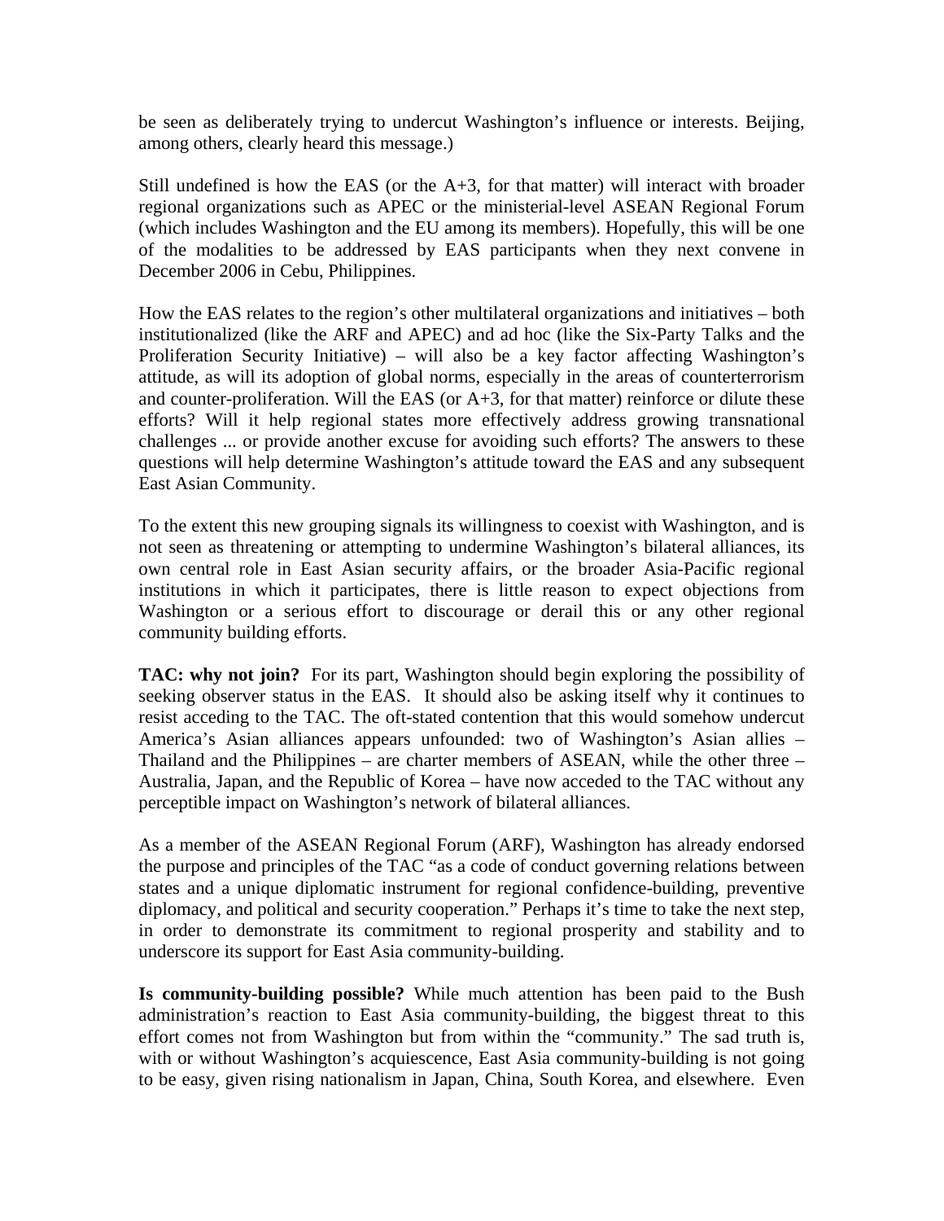be seen as deliberately trying to undercut Washington's influence or interests. Beijing, among others, clearly heard this message.)

Still undefined is how the EAS (or the A+3, for that matter) will interact with broader regional organizations such as APEC or the ministerial-level ASEAN Regional Forum (which includes Washington and the EU among its members). Hopefully, this will be one of the modalities to be addressed by EAS participants when they next convene in December 2006 in Cebu, Philippines.

How the EAS relates to the region's other multilateral organizations and initiatives – both institutionalized (like the ARF and APEC) and ad hoc (like the Six-Party Talks and the Proliferation Security Initiative) – will also be a key factor affecting Washington's attitude, as will its adoption of global norms, especially in the areas of counterterrorism and counter-proliferation. Will the EAS (or A+3, for that matter) reinforce or dilute these efforts? Will it help regional states more effectively address growing transnational challenges ... or provide another excuse for avoiding such efforts? The answers to these questions will help determine Washington's attitude toward the EAS and any subsequent East Asian Community.

To the extent this new grouping signals its willingness to coexist with Washington, and is not seen as threatening or attempting to undermine Washington's bilateral alliances, its own central role in East Asian security affairs, or the broader Asia-Pacific regional institutions in which it participates, there is little reason to expect objections from Washington or a serious effort to discourage or derail this or any other regional community building efforts.

**TAC: why not join?** For its part, Washington should begin exploring the possibility of seeking observer status in the EAS. It should also be asking itself why it continues to resist acceding to the TAC. The oft-stated contention that this would somehow undercut America's Asian alliances appears unfounded: two of Washington's Asian allies – Thailand and the Philippines – are charter members of ASEAN, while the other three – Australia, Japan, and the Republic of Korea – have now acceded to the TAC without any perceptible impact on Washington's network of bilateral alliances.

As a member of the ASEAN Regional Forum (ARF), Washington has already endorsed the purpose and principles of the TAC "as a code of conduct governing relations between states and a unique diplomatic instrument for regional confidence-building, preventive diplomacy, and political and security cooperation." Perhaps it's time to take the next step, in order to demonstrate its commitment to regional prosperity and stability and to underscore its support for East Asia community-building.

**Is community-building possible?** While much attention has been paid to the Bush administration's reaction to East Asia community-building, the biggest threat to this effort comes not from Washington but from within the "community." The sad truth is, with or without Washington's acquiescence, East Asia community-building is not going to be easy, given rising nationalism in Japan, China, South Korea, and elsewhere. Even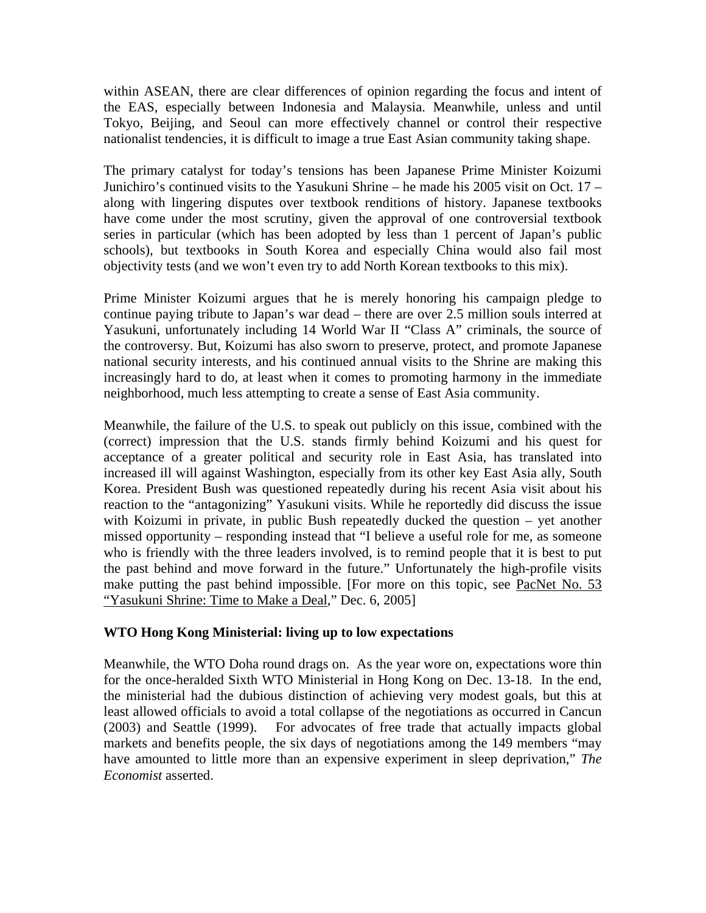within ASEAN, there are clear differences of opinion regarding the focus and intent of the EAS, especially between Indonesia and Malaysia. Meanwhile, unless and until Tokyo, Beijing, and Seoul can more effectively channel or control their respective nationalist tendencies, it is difficult to image a true East Asian community taking shape.

The primary catalyst for today's tensions has been Japanese Prime Minister Koizumi Junichiro's continued visits to the Yasukuni Shrine – he made his 2005 visit on Oct. 17 – along with lingering disputes over textbook renditions of history. Japanese textbooks have come under the most scrutiny, given the approval of one controversial textbook series in particular (which has been adopted by less than 1 percent of Japan's public schools), but textbooks in South Korea and especially China would also fail most objectivity tests (and we won't even try to add North Korean textbooks to this mix).

Prime Minister Koizumi argues that he is merely honoring his campaign pledge to continue paying tribute to Japan's war dead – there are over 2.5 million souls interred at Yasukuni, unfortunately including 14 World War II "Class A" criminals, the source of the controversy. But, Koizumi has also sworn to preserve, protect, and promote Japanese national security interests, and his continued annual visits to the Shrine are making this increasingly hard to do, at least when it comes to promoting harmony in the immediate neighborhood, much less attempting to create a sense of East Asia community.

Meanwhile, the failure of the U.S. to speak out publicly on this issue, combined with the (correct) impression that the U.S. stands firmly behind Koizumi and his quest for acceptance of a greater political and security role in East Asia, has translated into increased ill will against Washington, especially from its other key East Asia ally, South Korea. President Bush was questioned repeatedly during his recent Asia visit about his reaction to the "antagonizing" Yasukuni visits. While he reportedly did discuss the issue with Koizumi in private, in public Bush repeatedly ducked the question – yet another missed opportunity – responding instead that "I believe a useful role for me, as someone who is friendly with the three leaders involved, is to remind people that it is best to put the past behind and move forward in the future." Unfortunately the high-profile visits make putting the past behind impossible. [For more on this topic, see PacNet No. 53 "Yasukuni Shrine: Time to Make a Deal," Dec. 6, 2005]

**WTO Hong Kong Ministerial: living up to low expectations**

Meanwhile, the WTO Doha round drags on. As the year wore on, expectations wore thin for the once-heralded Sixth WTO Ministerial in Hong Kong on Dec. 13-18. In the end, the ministerial had the dubious distinction of achieving very modest goals, but this at least allowed officials to avoid a total collapse of the negotiations as occurred in Cancun (2003) and Seattle (1999). For advocates of free trade that actually impacts global markets and benefits people, the six days of negotiations among the 149 members "may have amounted to little more than an expensive experiment in sleep deprivation," *The Economist* asserted.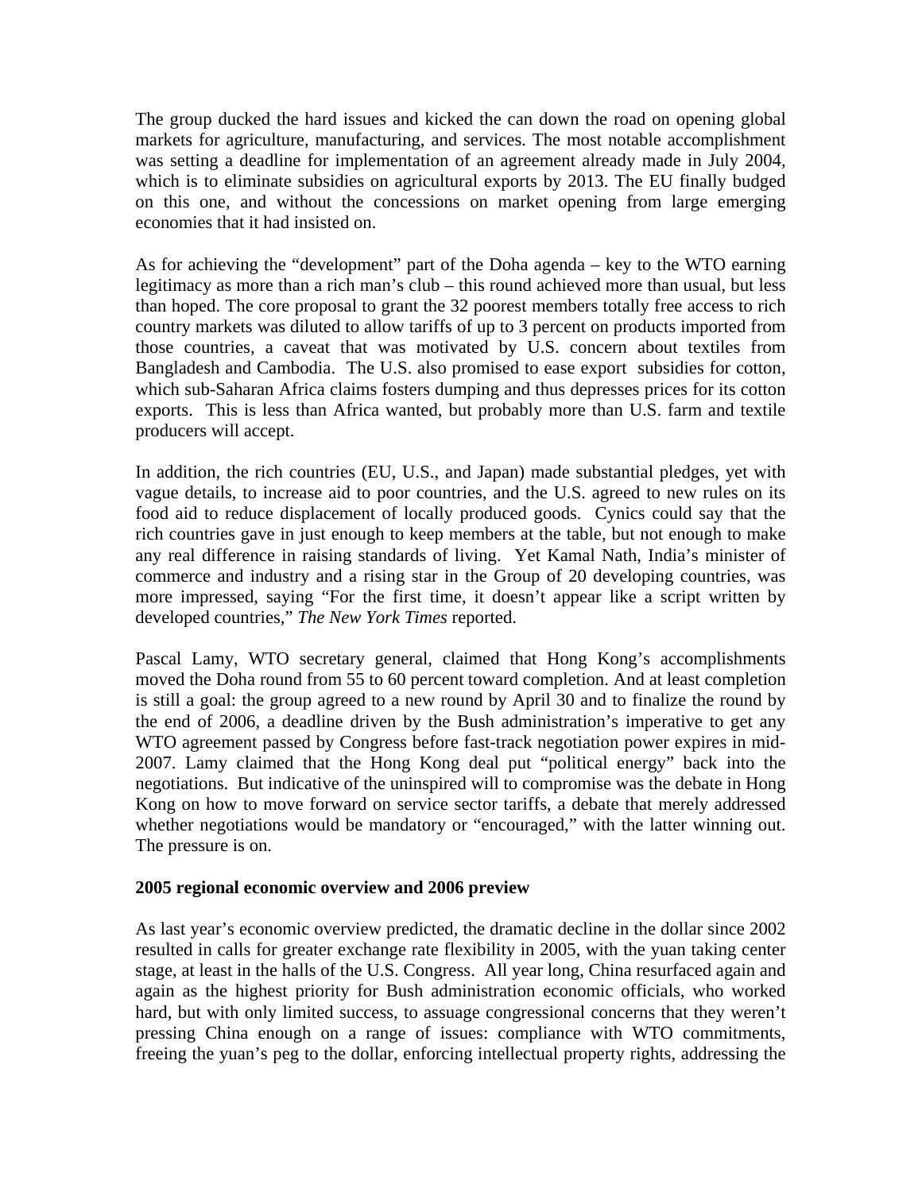The group ducked the hard issues and kicked the can down the road on opening global markets for agriculture, manufacturing, and services. The most notable accomplishment was setting a deadline for implementation of an agreement already made in July 2004, which is to eliminate subsidies on agricultural exports by 2013. The EU finally budged on this one, and without the concessions on market opening from large emerging economies that it had insisted on.

As for achieving the "development" part of the Doha agenda – key to the WTO earning legitimacy as more than a rich man's club – this round achieved more than usual, but less than hoped. The core proposal to grant the 32 poorest members totally free access to rich country markets was diluted to allow tariffs of up to 3 percent on products imported from those countries, a caveat that was motivated by U.S. concern about textiles from Bangladesh and Cambodia. The U.S. also promised to ease export subsidies for cotton, which sub-Saharan Africa claims fosters dumping and thus depresses prices for its cotton exports. This is less than Africa wanted, but probably more than U.S. farm and textile producers will accept.

In addition, the rich countries (EU, U.S., and Japan) made substantial pledges, yet with vague details, to increase aid to poor countries, and the U.S. agreed to new rules on its food aid to reduce displacement of locally produced goods. Cynics could say that the rich countries gave in just enough to keep members at the table, but not enough to make any real difference in raising standards of living. Yet Kamal Nath, India's minister of commerce and industry and a rising star in the Group of 20 developing countries, was more impressed, saying "For the first time, it doesn't appear like a script written by developed countries," *The New York Times* reported.

Pascal Lamy, WTO secretary general, claimed that Hong Kong's accomplishments moved the Doha round from 55 to 60 percent toward completion. And at least completion is still a goal: the group agreed to a new round by April 30 and to finalize the round by the end of 2006, a deadline driven by the Bush administration's imperative to get any WTO agreement passed by Congress before fast-track negotiation power expires in mid-2007. Lamy claimed that the Hong Kong deal put "political energy" back into the negotiations. But indicative of the uninspired will to compromise was the debate in Hong Kong on how to move forward on service sector tariffs, a debate that merely addressed whether negotiations would be mandatory or "encouraged," with the latter winning out. The pressure is on.

**2005 regional economic overview and 2006 preview**

As last year's economic overview predicted, the dramatic decline in the dollar since 2002 resulted in calls for greater exchange rate flexibility in 2005, with the yuan taking center stage, at least in the halls of the U.S. Congress. All year long, China resurfaced again and again as the highest priority for Bush administration economic officials, who worked hard, but with only limited success, to assuage congressional concerns that they weren't pressing China enough on a range of issues: compliance with WTO commitments, freeing the yuan's peg to the dollar, enforcing intellectual property rights, addressing the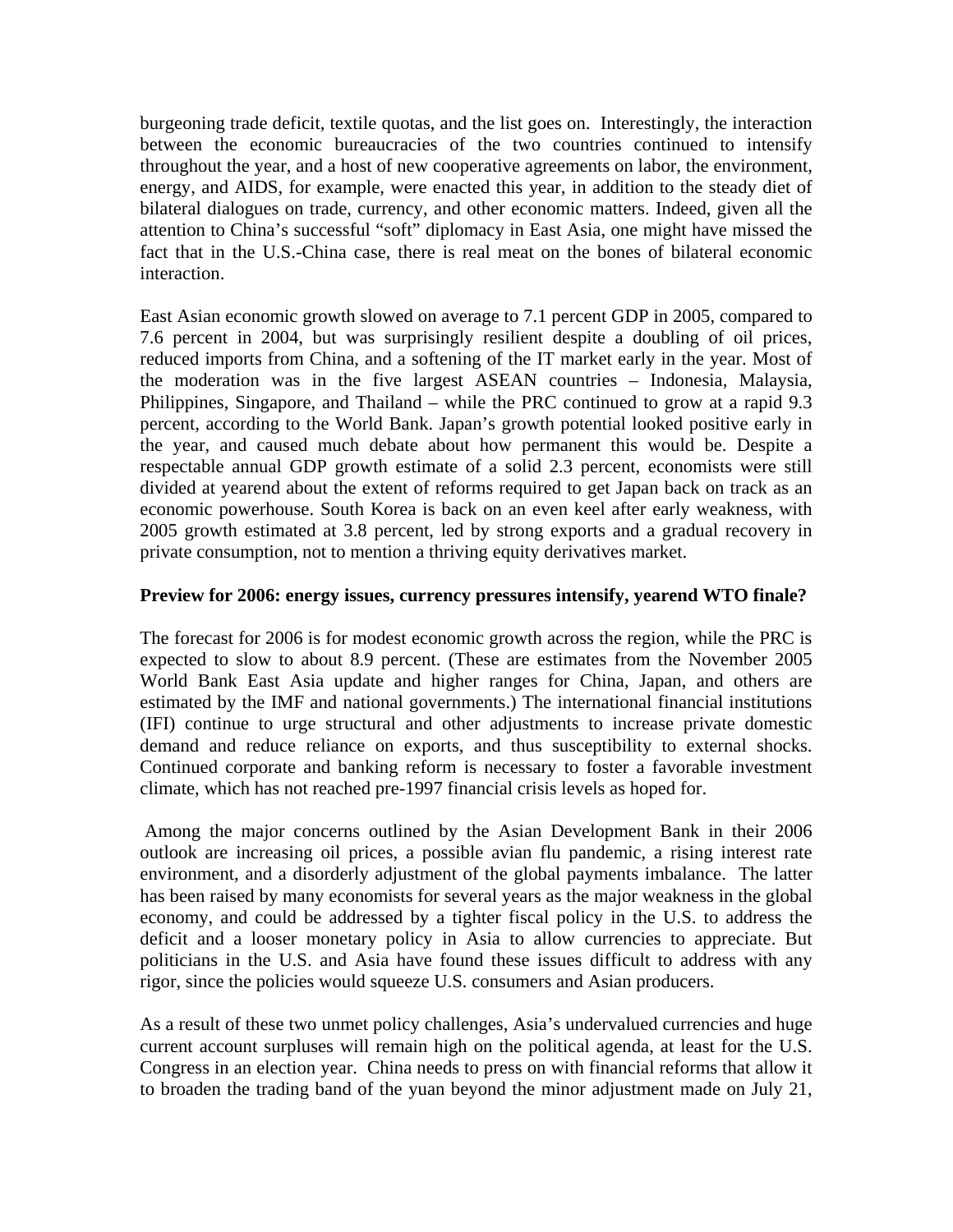burgeoning trade deficit, textile quotas, and the list goes on. Interestingly, the interaction between the economic bureaucracies of the two countries continued to intensify throughout the year, and a host of new cooperative agreements on labor, the environment, energy, and AIDS, for example, were enacted this year, in addition to the steady diet of bilateral dialogues on trade, currency, and other economic matters. Indeed, given all the attention to China's successful "soft" diplomacy in East Asia, one might have missed the fact that in the U.S.-China case, there is real meat on the bones of bilateral economic interaction.

East Asian economic growth slowed on average to 7.1 percent GDP in 2005, compared to 7.6 percent in 2004, but was surprisingly resilient despite a doubling of oil prices, reduced imports from China, and a softening of the IT market early in the year. Most of the moderation was in the five largest ASEAN countries – Indonesia, Malaysia, Philippines, Singapore, and Thailand – while the PRC continued to grow at a rapid 9.3 percent, according to the World Bank. Japan's growth potential looked positive early in the year, and caused much debate about how permanent this would be. Despite a respectable annual GDP growth estimate of a solid 2.3 percent, economists were still divided at yearend about the extent of reforms required to get Japan back on track as an economic powerhouse. South Korea is back on an even keel after early weakness, with 2005 growth estimated at 3.8 percent, led by strong exports and a gradual recovery in private consumption, not to mention a thriving equity derivatives market.

**Preview for 2006: energy issues, currency pressures intensify, yearend WTO finale?**

The forecast for 2006 is for modest economic growth across the region, while the PRC is expected to slow to about 8.9 percent. (These are estimates from the November 2005 World Bank East Asia update and higher ranges for China, Japan, and others are estimated by the IMF and national governments.) The international financial institutions (IFI) continue to urge structural and other adjustments to increase private domestic demand and reduce reliance on exports, and thus susceptibility to external shocks. Continued corporate and banking reform is necessary to foster a favorable investment climate, which has not reached pre-1997 financial crisis levels as hoped for.

Among the major concerns outlined by the Asian Development Bank in their 2006 outlook are increasing oil prices, a possible avian flu pandemic, a rising interest rate environment, and a disorderly adjustment of the global payments imbalance. The latter has been raised by many economists for several years as the major weakness in the global economy, and could be addressed by a tighter fiscal policy in the U.S. to address the deficit and a looser monetary policy in Asia to allow currencies to appreciate. But politicians in the U.S. and Asia have found these issues difficult to address with any rigor, since the policies would squeeze U.S. consumers and Asian producers.

As a result of these two unmet policy challenges, Asia's undervalued currencies and huge current account surpluses will remain high on the political agenda, at least for the U.S. Congress in an election year. China needs to press on with financial reforms that allow it to broaden the trading band of the yuan beyond the minor adjustment made on July 21,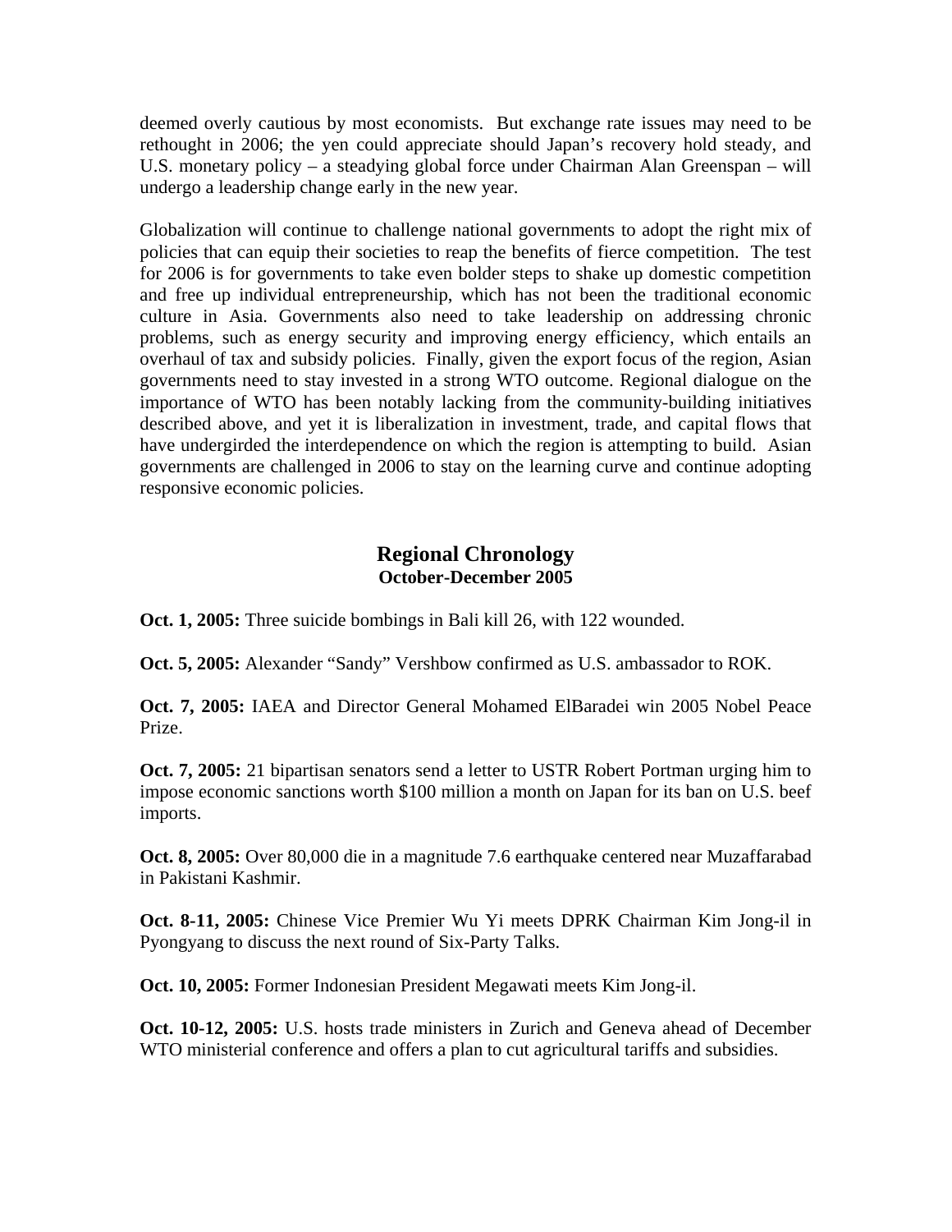deemed overly cautious by most economists. But exchange rate issues may need to be rethought in 2006; the yen could appreciate should Japan's recovery hold steady, and U.S. monetary policy – a steadying global force under Chairman Alan Greenspan – will undergo a leadership change early in the new year.

Globalization will continue to challenge national governments to adopt the right mix of policies that can equip their societies to reap the benefits of fierce competition. The test for 2006 is for governments to take even bolder steps to shake up domestic competition and free up individual entrepreneurship, which has not been the traditional economic culture in Asia. Governments also need to take leadership on addressing chronic problems, such as energy security and improving energy efficiency, which entails an overhaul of tax and subsidy policies. Finally, given the export focus of the region, Asian governments need to stay invested in a strong WTO outcome. Regional dialogue on the importance of WTO has been notably lacking from the community-building initiatives described above, and yet it is liberalization in investment, trade, and capital flows that have undergirded the interdependence on which the region is attempting to build. Asian governments are challenged in 2006 to stay on the learning curve and continue adopting responsive economic policies.

## Regional Chronology
### October-December 2005

**Oct. 1, 2005:** Three suicide bombings in Bali kill 26, with 122 wounded.

**Oct. 5, 2005:** Alexander "Sandy" Vershbow confirmed as U.S. ambassador to ROK.

**Oct. 7, 2005:** IAEA and Director General Mohamed ElBaradei win 2005 Nobel Peace Prize.

**Oct. 7, 2005:** 21 bipartisan senators send a letter to USTR Robert Portman urging him to impose economic sanctions worth $100 million a month on Japan for its ban on U.S. beef imports.

**Oct. 8, 2005:** Over 80,000 die in a magnitude 7.6 earthquake centered near Muzaffarabad in Pakistani Kashmir.

**Oct. 8-11, 2005:** Chinese Vice Premier Wu Yi meets DPRK Chairman Kim Jong-il in Pyongyang to discuss the next round of Six-Party Talks.

**Oct. 10, 2005:** Former Indonesian President Megawati meets Kim Jong-il.

**Oct. 10-12, 2005:** U.S. hosts trade ministers in Zurich and Geneva ahead of December WTO ministerial conference and offers a plan to cut agricultural tariffs and subsidies.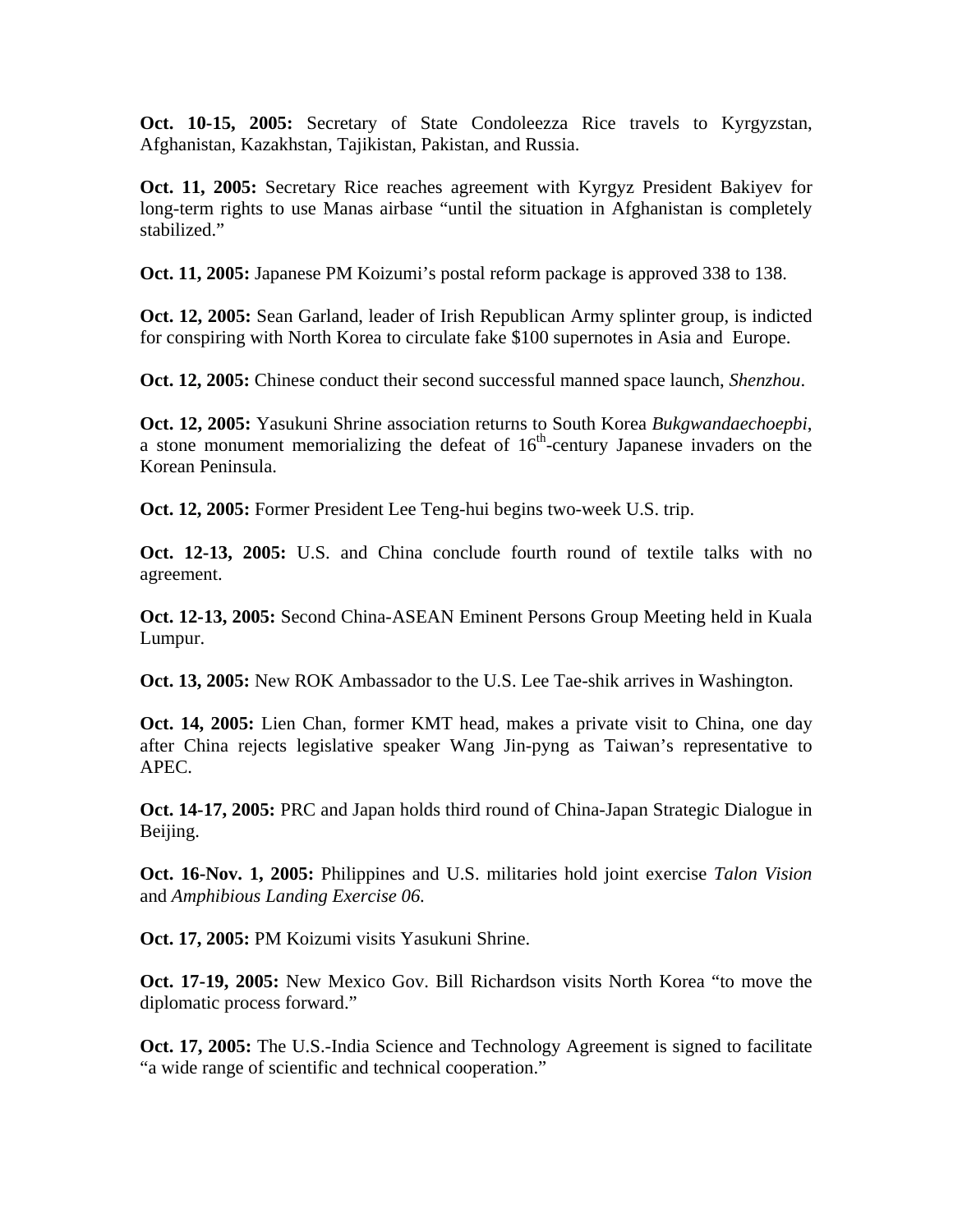**Oct. 10-15, 2005:** Secretary of State Condoleezza Rice travels to Kyrgyzstan, Afghanistan, Kazakhstan, Tajikistan, Pakistan, and Russia.

**Oct. 11, 2005:** Secretary Rice reaches agreement with Kyrgyz President Bakiyev for long-term rights to use Manas airbase "until the situation in Afghanistan is completely stabilized."

**Oct. 11, 2005:** Japanese PM Koizumi's postal reform package is approved 338 to 138.

**Oct. 12, 2005:** Sean Garland, leader of Irish Republican Army splinter group, is indicted for conspiring with North Korea to circulate fake $100 supernotes in Asia and Europe.

**Oct. 12, 2005:** Chinese conduct their second successful manned space launch, *Shenzhou*.

**Oct. 12, 2005:** Yasukuni Shrine association returns to South Korea *Bukgwandaechoepbi*, a stone monument memorializing the defeat of 16th-century Japanese invaders on the Korean Peninsula.

**Oct. 12, 2005:** Former President Lee Teng-hui begins two-week U.S. trip.

**Oct. 12-13, 2005:** U.S. and China conclude fourth round of textile talks with no agreement.

**Oct. 12-13, 2005:** Second China-ASEAN Eminent Persons Group Meeting held in Kuala Lumpur.

**Oct. 13, 2005:** New ROK Ambassador to the U.S. Lee Tae-shik arrives in Washington.

**Oct. 14, 2005:** Lien Chan, former KMT head, makes a private visit to China, one day after China rejects legislative speaker Wang Jin-pyng as Taiwan's representative to APEC.

**Oct. 14-17, 2005:** PRC and Japan holds third round of China-Japan Strategic Dialogue in Beijing.

**Oct. 16-Nov. 1, 2005:** Philippines and U.S. militaries hold joint exercise *Talon Vision* and *Amphibious Landing Exercise 06*.

**Oct. 17, 2005:** PM Koizumi visits Yasukuni Shrine.

**Oct. 17-19, 2005:** New Mexico Gov. Bill Richardson visits North Korea "to move the diplomatic process forward."

**Oct. 17, 2005:** The U.S.-India Science and Technology Agreement is signed to facilitate "a wide range of scientific and technical cooperation."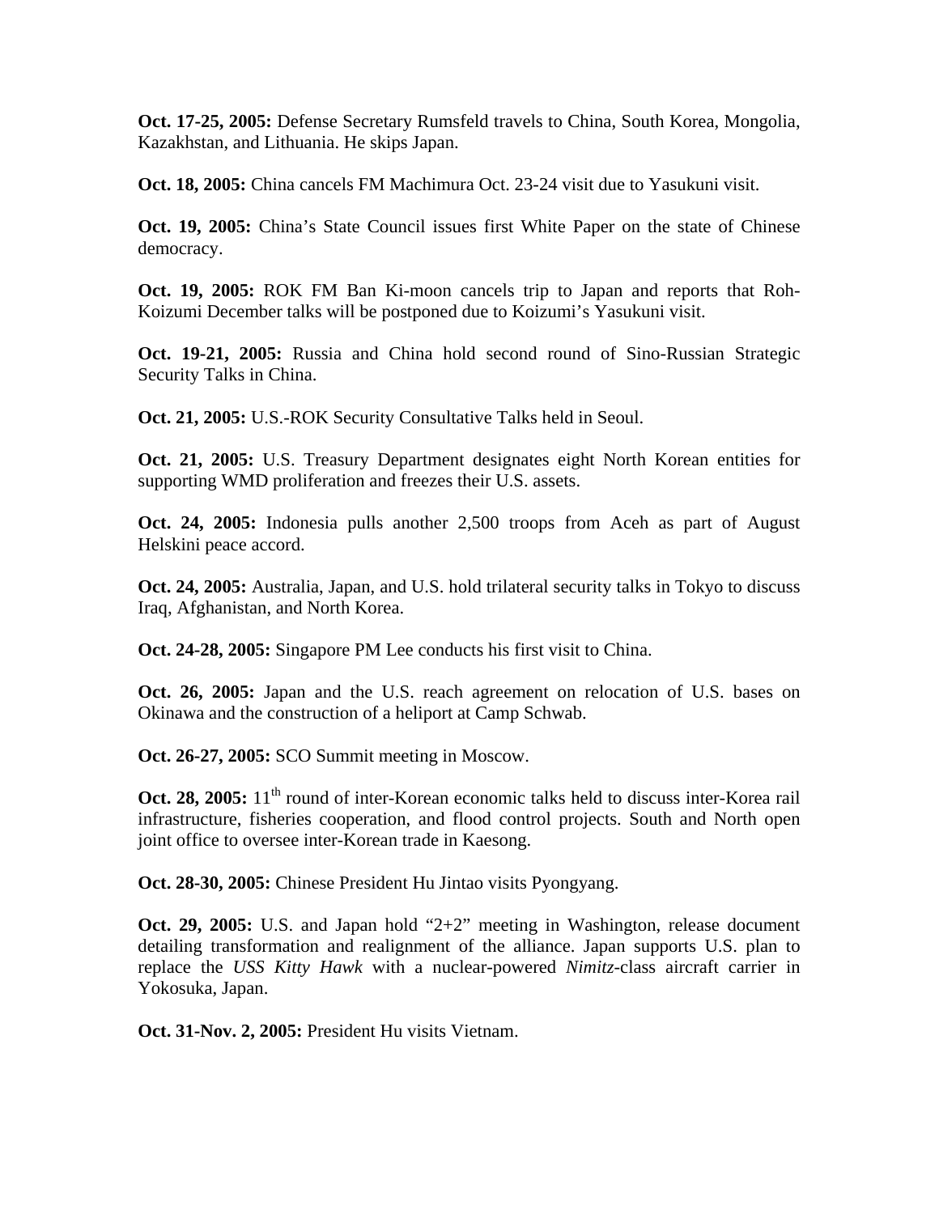**Oct. 17-25, 2005:** Defense Secretary Rumsfeld travels to China, South Korea, Mongolia, Kazakhstan, and Lithuania. He skips Japan.

**Oct. 18, 2005:** China cancels FM Machimura Oct. 23-24 visit due to Yasukuni visit.

**Oct. 19, 2005:** China's State Council issues first White Paper on the state of Chinese democracy.

**Oct. 19, 2005:** ROK FM Ban Ki-moon cancels trip to Japan and reports that Roh-Koizumi December talks will be postponed due to Koizumi's Yasukuni visit.

**Oct. 19-21, 2005:** Russia and China hold second round of Sino-Russian Strategic Security Talks in China.

**Oct. 21, 2005:** U.S.-ROK Security Consultative Talks held in Seoul.

**Oct. 21, 2005:** U.S. Treasury Department designates eight North Korean entities for supporting WMD proliferation and freezes their U.S. assets.

**Oct. 24, 2005:** Indonesia pulls another 2,500 troops from Aceh as part of August Helskini peace accord.

**Oct. 24, 2005:** Australia, Japan, and U.S. hold trilateral security talks in Tokyo to discuss Iraq, Afghanistan, and North Korea.

**Oct. 24-28, 2005:** Singapore PM Lee conducts his first visit to China.

**Oct. 26, 2005:** Japan and the U.S. reach agreement on relocation of U.S. bases on Okinawa and the construction of a heliport at Camp Schwab.

**Oct. 26-27, 2005:** SCO Summit meeting in Moscow.

**Oct. 28, 2005:** 11th round of inter-Korean economic talks held to discuss inter-Korea rail infrastructure, fisheries cooperation, and flood control projects. South and North open joint office to oversee inter-Korean trade in Kaesong.

**Oct. 28-30, 2005:** Chinese President Hu Jintao visits Pyongyang.

**Oct. 29, 2005:** U.S. and Japan hold "2+2" meeting in Washington, release document detailing transformation and realignment of the alliance. Japan supports U.S. plan to replace the *USS Kitty Hawk* with a nuclear-powered *Nimitz*-class aircraft carrier in Yokosuka, Japan.

**Oct. 31-Nov. 2, 2005:** President Hu visits Vietnam.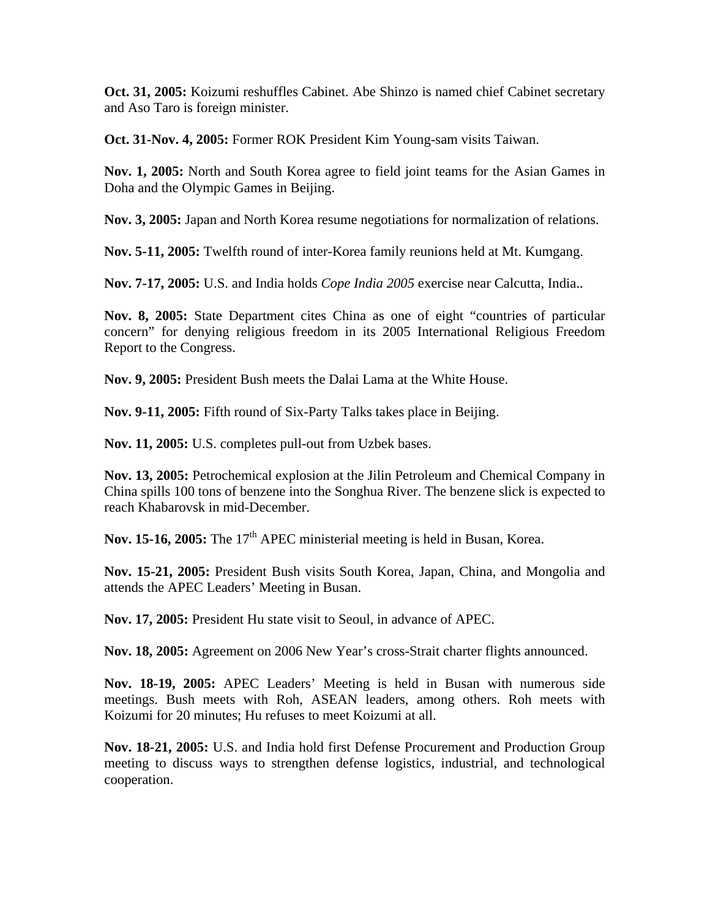**Oct. 31, 2005:** Koizumi reshuffles Cabinet. Abe Shinzo is named chief Cabinet secretary and Aso Taro is foreign minister.

**Oct. 31-Nov. 4, 2005:** Former ROK President Kim Young-sam visits Taiwan.

**Nov. 1, 2005:** North and South Korea agree to field joint teams for the Asian Games in Doha and the Olympic Games in Beijing.

**Nov. 3, 2005:** Japan and North Korea resume negotiations for normalization of relations.

**Nov. 5-11, 2005:** Twelfth round of inter-Korea family reunions held at Mt. Kumgang.

**Nov. 7-17, 2005:** U.S. and India holds *Cope India 2005* exercise near Calcutta, India..

**Nov. 8, 2005:** State Department cites China as one of eight "countries of particular concern" for denying religious freedom in its 2005 International Religious Freedom Report to the Congress.

**Nov. 9, 2005:** President Bush meets the Dalai Lama at the White House.

**Nov. 9-11, 2005:** Fifth round of Six-Party Talks takes place in Beijing.

**Nov. 11, 2005:** U.S. completes pull-out from Uzbek bases.

**Nov. 13, 2005:** Petrochemical explosion at the Jilin Petroleum and Chemical Company in China spills 100 tons of benzene into the Songhua River. The benzene slick is expected to reach Khabarovsk in mid-December.

**Nov. 15-16, 2005:** The 17th APEC ministerial meeting is held in Busan, Korea.

**Nov. 15-21, 2005:** President Bush visits South Korea, Japan, China, and Mongolia and attends the APEC Leaders' Meeting in Busan.

**Nov. 17, 2005:** President Hu state visit to Seoul, in advance of APEC.

**Nov. 18, 2005:** Agreement on 2006 New Year's cross-Strait charter flights announced.

**Nov. 18-19, 2005:** APEC Leaders' Meeting is held in Busan with numerous side meetings. Bush meets with Roh, ASEAN leaders, among others. Roh meets with Koizumi for 20 minutes; Hu refuses to meet Koizumi at all.

**Nov. 18-21, 2005:** U.S. and India hold first Defense Procurement and Production Group meeting to discuss ways to strengthen defense logistics, industrial, and technological cooperation.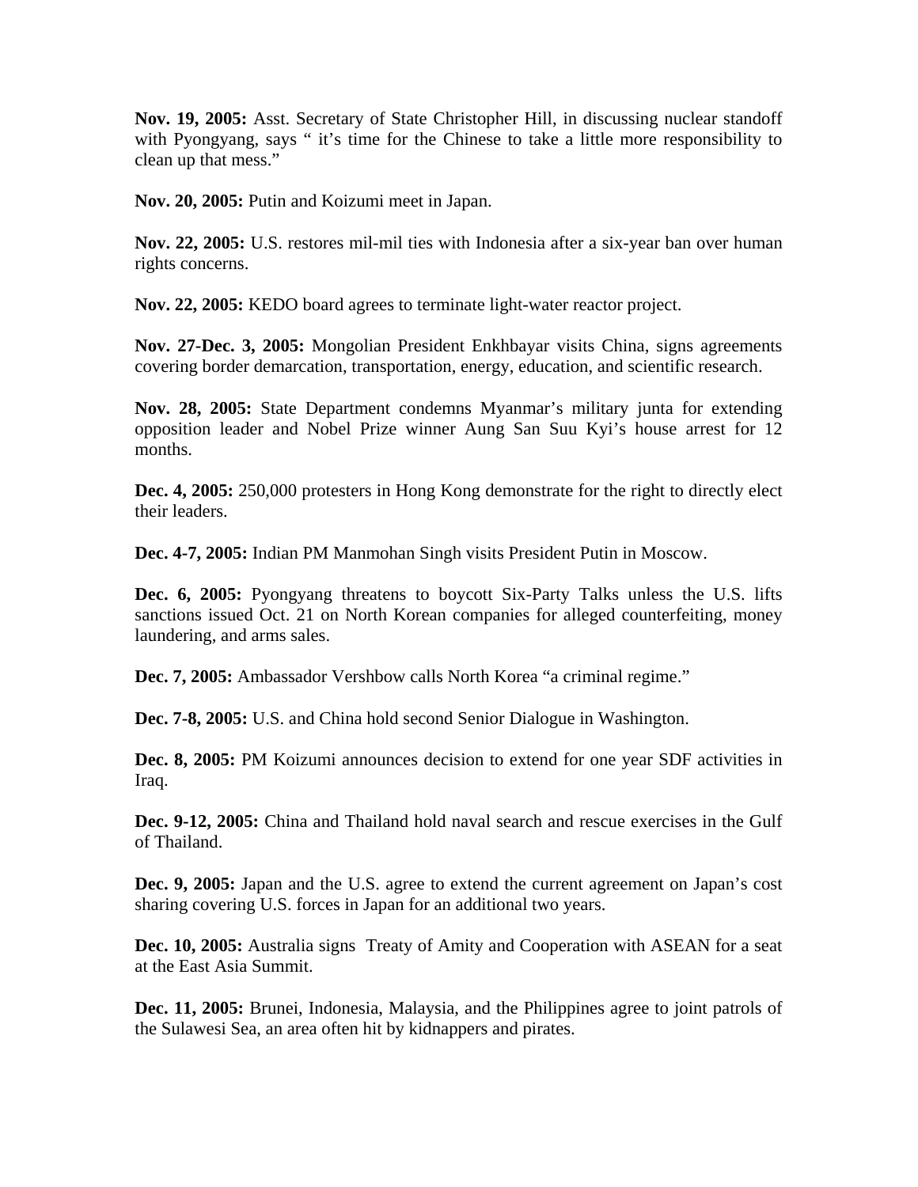**Nov. 19, 2005:** Asst. Secretary of State Christopher Hill, in discussing nuclear standoff with Pyongyang, says " it's time for the Chinese to take a little more responsibility to clean up that mess."

**Nov. 20, 2005:** Putin and Koizumi meet in Japan.

**Nov. 22, 2005:** U.S. restores mil-mil ties with Indonesia after a six-year ban over human rights concerns.

**Nov. 22, 2005:** KEDO board agrees to terminate light-water reactor project.

**Nov. 27-Dec. 3, 2005:** Mongolian President Enkhbayar visits China, signs agreements covering border demarcation, transportation, energy, education, and scientific research.

**Nov. 28, 2005:** State Department condemns Myanmar's military junta for extending opposition leader and Nobel Prize winner Aung San Suu Kyi's house arrest for 12 months.

**Dec. 4, 2005:** 250,000 protesters in Hong Kong demonstrate for the right to directly elect their leaders.

**Dec. 4-7, 2005:** Indian PM Manmohan Singh visits President Putin in Moscow.

**Dec. 6, 2005:** Pyongyang threatens to boycott Six-Party Talks unless the U.S. lifts sanctions issued Oct. 21 on North Korean companies for alleged counterfeiting, money laundering, and arms sales.

**Dec. 7, 2005:** Ambassador Vershbow calls North Korea "a criminal regime."

**Dec. 7-8, 2005:** U.S. and China hold second Senior Dialogue in Washington.

**Dec. 8, 2005:** PM Koizumi announces decision to extend for one year SDF activities in Iraq.

**Dec. 9-12, 2005:** China and Thailand hold naval search and rescue exercises in the Gulf of Thailand.

**Dec. 9, 2005:** Japan and the U.S. agree to extend the current agreement on Japan's cost sharing covering U.S. forces in Japan for an additional two years.

**Dec. 10, 2005:** Australia signs Treaty of Amity and Cooperation with ASEAN for a seat at the East Asia Summit.

**Dec. 11, 2005:** Brunei, Indonesia, Malaysia, and the Philippines agree to joint patrols of the Sulawesi Sea, an area often hit by kidnappers and pirates.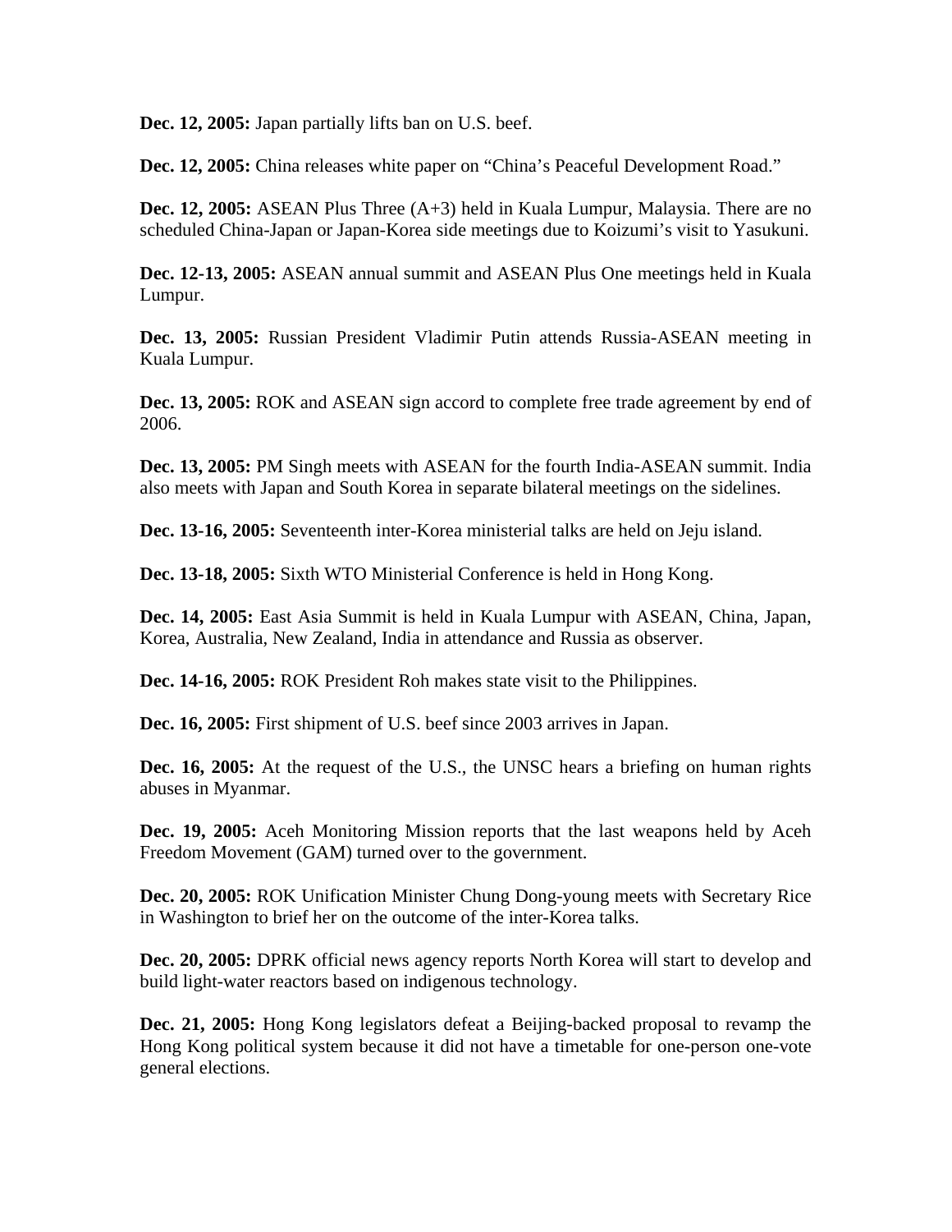**Dec. 12, 2005:** Japan partially lifts ban on U.S. beef.

**Dec. 12, 2005:** China releases white paper on "China's Peaceful Development Road."

**Dec. 12, 2005:** ASEAN Plus Three (A+3) held in Kuala Lumpur, Malaysia. There are no scheduled China-Japan or Japan-Korea side meetings due to Koizumi's visit to Yasukuni.

**Dec. 12-13, 2005:** ASEAN annual summit and ASEAN Plus One meetings held in Kuala Lumpur.

**Dec. 13, 2005:** Russian President Vladimir Putin attends Russia-ASEAN meeting in Kuala Lumpur.

**Dec. 13, 2005:** ROK and ASEAN sign accord to complete free trade agreement by end of 2006.

**Dec. 13, 2005:** PM Singh meets with ASEAN for the fourth India-ASEAN summit. India also meets with Japan and South Korea in separate bilateral meetings on the sidelines.

**Dec. 13-16, 2005:** Seventeenth inter-Korea ministerial talks are held on Jeju island.

**Dec. 13-18, 2005:** Sixth WTO Ministerial Conference is held in Hong Kong.

**Dec. 14, 2005:** East Asia Summit is held in Kuala Lumpur with ASEAN, China, Japan, Korea, Australia, New Zealand, India in attendance and Russia as observer.

**Dec. 14-16, 2005:** ROK President Roh makes state visit to the Philippines.

**Dec. 16, 2005:** First shipment of U.S. beef since 2003 arrives in Japan.

**Dec. 16, 2005:** At the request of the U.S., the UNSC hears a briefing on human rights abuses in Myanmar.

**Dec. 19, 2005:** Aceh Monitoring Mission reports that the last weapons held by Aceh Freedom Movement (GAM) turned over to the government.

**Dec. 20, 2005:** ROK Unification Minister Chung Dong-young meets with Secretary Rice in Washington to brief her on the outcome of the inter-Korea talks.

**Dec. 20, 2005:** DPRK official news agency reports North Korea will start to develop and build light-water reactors based on indigenous technology.

**Dec. 21, 2005:** Hong Kong legislators defeat a Beijing-backed proposal to revamp the Hong Kong political system because it did not have a timetable for one-person one-vote general elections.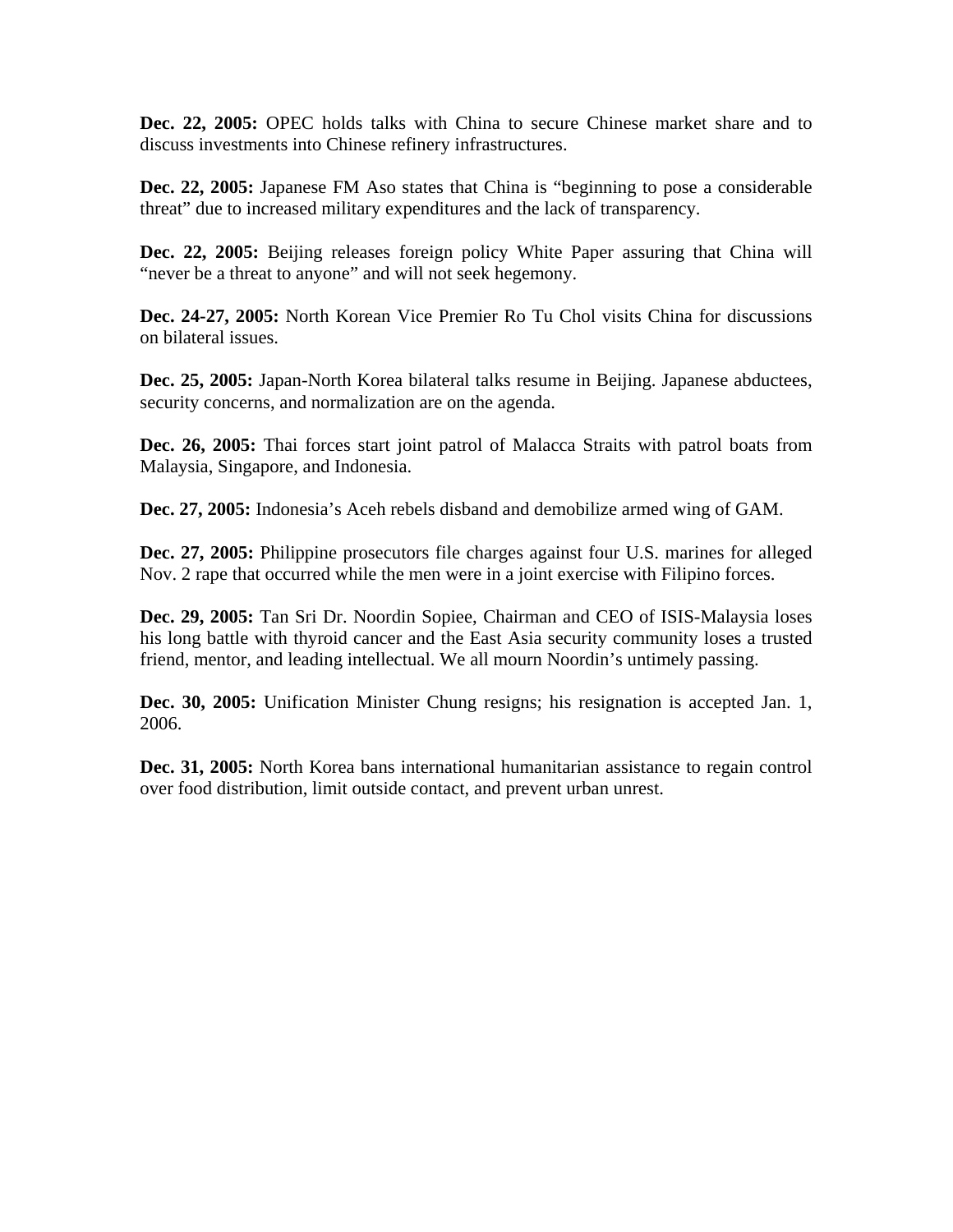**Dec. 22, 2005:** OPEC holds talks with China to secure Chinese market share and to discuss investments into Chinese refinery infrastructures.

**Dec. 22, 2005:** Japanese FM Aso states that China is "beginning to pose a considerable threat" due to increased military expenditures and the lack of transparency.

**Dec. 22, 2005:** Beijing releases foreign policy White Paper assuring that China will "never be a threat to anyone" and will not seek hegemony.

**Dec. 24-27, 2005:** North Korean Vice Premier Ro Tu Chol visits China for discussions on bilateral issues.

**Dec. 25, 2005:** Japan-North Korea bilateral talks resume in Beijing. Japanese abductees, security concerns, and normalization are on the agenda.

**Dec. 26, 2005:** Thai forces start joint patrol of Malacca Straits with patrol boats from Malaysia, Singapore, and Indonesia.

**Dec. 27, 2005:** Indonesia's Aceh rebels disband and demobilize armed wing of GAM.

**Dec. 27, 2005:** Philippine prosecutors file charges against four U.S. marines for alleged Nov. 2 rape that occurred while the men were in a joint exercise with Filipino forces.

**Dec. 29, 2005:** Tan Sri Dr. Noordin Sopiee, Chairman and CEO of ISIS-Malaysia loses his long battle with thyroid cancer and the East Asia security community loses a trusted friend, mentor, and leading intellectual. We all mourn Noordin's untimely passing.

**Dec. 30, 2005:** Unification Minister Chung resigns; his resignation is accepted Jan. 1, 2006.

**Dec. 31, 2005:** North Korea bans international humanitarian assistance to regain control over food distribution, limit outside contact, and prevent urban unrest.